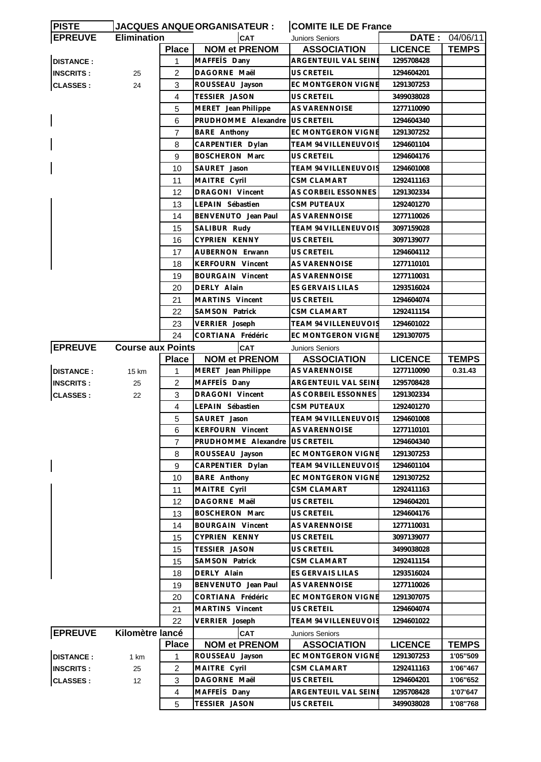| PISTE | JACQUES ANQUETIL | ORGANISATEUR : | COMITE ILE DE France | | |
|---|---|---|---|---|---|
| **EPREUVE** | **Elimination** | CAT | Juniors Seniors | **DATE :** | 04/06/11 |

| | | Place | NOM et PRENOM | ASSOCIATION | LICENCE | TEMPS |
|---|---|---|---|---|---|---|
| DISTANCE : | | 1 | MAFFEÏS Dany | ARGENTEUIL VAL SEINE | 1295708428 | |
| INSCRITS : | 25 | 2 | DAGORNE Maël | US CRETEIL | 1294604201 | |
| CLASSES : | 24 | 3 | ROUSSEAU Jayson | EC MONTGERON VIGNE | 1291307253 | |
| | | 4 | TESSIER JASON | US CRETEIL | 3499038028 | |
| | | 5 | MERET Jean Philippe | AS VARENNOISE | 1277110090 | |
| | | 6 | PRUDHOMME Alexandre | US CRETEIL | 1294604340 | |
| | | 7 | BARE Anthony | EC MONTGERON VIGNE | 1291307252 | |
| | | 8 | CARPENTIER Dylan | TEAM 94 VILLENEUVOIS | 1294601104 | |
| | | 9 | BOSCHERON Marc | US CRETEIL | 1294604176 | |
| | | 10 | SAURET Jason | TEAM 94 VILLENEUVOIS | 1294601008 | |
| | | 11 | MAITRE Cyril | CSM CLAMART | 1292411163 | |
| | | 12 | DRAGONI Vincent | AS CORBEIL ESSONNES | 1291302334 | |
| | | 13 | LEPAIN Sébastien | CSM PUTEAUX | 1292401270 | |
| | | 14 | BENVENUTO Jean Paul | AS VARENNOISE | 1277110026 | |
| | | 15 | SALIBUR Rudy | TEAM 94 VILLENEUVOIS | 3097159028 | |
| | | 16 | CYPRIEN KENNY | US CRETEIL | 3097139077 | |
| | | 17 | AUBERNON Erwann | US CRETEIL | 1294604112 | |
| | | 18 | KERFOURN Vincent | AS VARENNOISE | 1277110101 | |
| | | 19 | BOURGAIN Vincent | AS VARENNOISE | 1277110031 | |
| | | 20 | DERLY Alain | ES GERVAIS LILAS | 1293516024 | |
| | | 21 | MARTINS Vincent | US CRETEIL | 1294604074 | |
| | | 22 | SAMSON Patrick | CSM CLAMART | 1292411154 | |
| | | 23 | VERRIER Joseph | TEAM 94 VILLENEUVOIS | 1294601022 | |
| | | 24 | CORTIANA Frédéric | EC MONTGERON VIGNE | 1291307075 | |

| **EPREUVE** | **Course aux Points** | CAT | Juniors Seniors | | | |
|---|---|---|---|---|---|---|
| | | Place | NOM et PRENOM | ASSOCIATION | LICENCE | TEMPS |
| DISTANCE : | 15 km | 1 | MERET Jean Philippe | AS VARENNOISE | 1277110090 | 0.31.43 |
| INSCRITS : | 25 | 2 | MAFFEÏS Dany | ARGENTEUIL VAL SEINE | 1295708428 | |
| CLASSES : | 22 | 3 | DRAGONI Vincent | AS CORBEIL ESSONNES | 1291302334 | |
| | | 4 | LEPAIN Sébastien | CSM PUTEAUX | 1292401270 | |
| | | 5 | SAURET Jason | TEAM 94 VILLENEUVOIS | 1294601008 | |
| | | 6 | KERFOURN Vincent | AS VARENNOISE | 1277110101 | |
| | | 7 | PRUDHOMME Alexandre | US CRETEIL | 1294604340 | |
| | | 8 | ROUSSEAU Jayson | EC MONTGERON VIGNE | 1291307253 | |
| | | 9 | CARPENTIER Dylan | TEAM 94 VILLENEUVOIS | 1294601104 | |
| | | 10 | BARE Anthony | EC MONTGERON VIGNE | 1291307252 | |
| | | 11 | MAITRE Cyril | CSM CLAMART | 1292411163 | |
| | | 12 | DAGORNE Maël | US CRETEIL | 1294604201 | |
| | | 13 | BOSCHERON Marc | US CRETEIL | 1294604176 | |
| | | 14 | BOURGAIN Vincent | AS VARENNOISE | 1277110031 | |
| | | 15 | CYPRIEN KENNY | US CRETEIL | 3097139077 | |
| | | 15 | TESSIER JASON | US CRETEIL | 3499038028 | |
| | | 15 | SAMSON Patrick | CSM CLAMART | 1292411154 | |
| | | 18 | DERLY Alain | ES GERVAIS LILAS | 1293516024 | |
| | | 19 | BENVENUTO Jean Paul | AS VARENNOISE | 1277110026 | |
| | | 20 | CORTIANA Frédéric | EC MONTGERON VIGNE | 1291307075 | |
| | | 21 | MARTINS Vincent | US CRETEIL | 1294604074 | |
| | | 22 | VERRIER Joseph | TEAM 94 VILLENEUVOIS | 1294601022 | |

| **EPREUVE** | **Kilomètre lancé** | CAT | Juniors Seniors | | | |
|---|---|---|---|---|---|---|
| | | Place | NOM et PRENOM | ASSOCIATION | LICENCE | TEMPS |
| DISTANCE : | 1 km | 1 | ROUSSEAU Jayson | EC MONTGERON VIGNE | 1291307253 | 1'05''509 |
| INSCRITS : | 25 | 2 | MAITRE Cyril | CSM CLAMART | 1292411163 | 1'06''467 |
| CLASSES : | 12 | 3 | DAGORNE Maël | US CRETEIL | 1294604201 | 1'06''652 |
| | | 4 | MAFFEÏS Dany | ARGENTEUIL VAL SEINE | 1295708428 | 1'07'647 |
| | | 5 | TESSIER JASON | US CRETEIL | 3499038028 | 1'08''768 |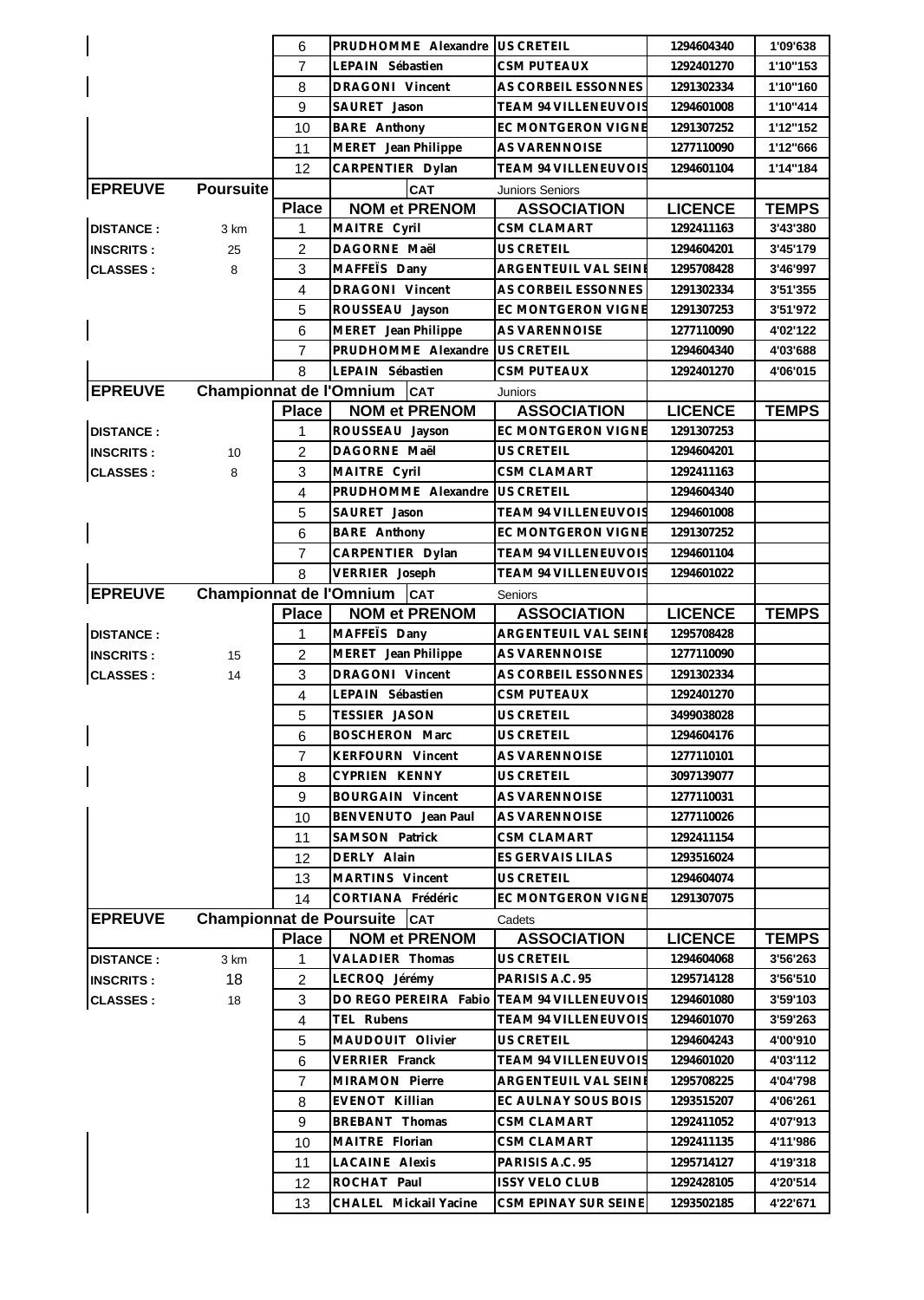| | | Place | NOM et PRENOM | ASSOCIATION | LICENCE | TEMPS |
|---|---|---|---|---|---|---|
| | | 6 | PRUDHOMME Alexandre | US CRETEIL | 1294604340 | 1'09'638 |
| | | 7 | LEPAIN Sébastien | CSM PUTEAUX | 1292401270 | 1'10''153 |
| | | 8 | DRAGONI Vincent | AS CORBEIL ESSONNES | 1291302334 | 1'10''160 |
| | | 9 | SAURET Jason | TEAM 94 VILLENEUVOIS | 1294601008 | 1'10''414 |
| | | 10 | BARE Anthony | EC MONTGERON VIGNE | 1291307252 | 1'12''152 |
| | | 11 | MERET Jean Philippe | AS VARENNOISE | 1277110090 | 1'12''666 |
| | | 12 | CARPENTIER Dylan | TEAM 94 VILLENEUVOIS | 1294601104 | 1'14''184 |

| EPREUVE | Poursuite | | CAT | Juniors Seniors | | |
|---|---|---|---|---|---|---|
| | | Place | NOM et PRENOM | ASSOCIATION | LICENCE | TEMPS |
| DISTANCE : | 3 km | 1 | MAITRE Cyril | CSM CLAMART | 1292411163 | 3'43'380 |
| INSCRITS : | 25 | 2 | DAGORNE Maël | US CRETEIL | 1294604201 | 3'45'179 |
| CLASSES : | 8 | 3 | MAFFEÏS Dany | ARGENTEUIL VAL SEINE | 1295708428 | 3'46'997 |
| | | 4 | DRAGONI Vincent | AS CORBEIL ESSONNES | 1291302334 | 3'51'355 |
| | | 5 | ROUSSEAU Jayson | EC MONTGERON VIGNE | 1291307253 | 3'51'972 |
| | | 6 | MERET Jean Philippe | AS VARENNOISE | 1277110090 | 4'02'122 |
| | | 7 | PRUDHOMME Alexandre | US CRETEIL | 1294604340 | 4'03'688 |
| | | 8 | LEPAIN Sébastien | CSM PUTEAUX | 1292401270 | 4'06'015 |

| EPREUVE | Championnat de l'Omnium | | CAT | Juniors | | |
|---|---|---|---|---|---|---|
| | | Place | NOM et PRENOM | ASSOCIATION | LICENCE | TEMPS |
| DISTANCE : | | 1 | ROUSSEAU Jayson | EC MONTGERON VIGNE | 1291307253 | |
| INSCRITS : | 10 | 2 | DAGORNE Maël | US CRETEIL | 1294604201 | |
| CLASSES : | 8 | 3 | MAITRE Cyril | CSM CLAMART | 1292411163 | |
| | | 4 | PRUDHOMME Alexandre | US CRETEIL | 1294604340 | |
| | | 5 | SAURET Jason | TEAM 94 VILLENEUVOIS | 1294601008 | |
| | | 6 | BARE Anthony | EC MONTGERON VIGNE | 1291307252 | |
| | | 7 | CARPENTIER Dylan | TEAM 94 VILLENEUVOIS | 1294601104 | |
| | | 8 | VERRIER Joseph | TEAM 94 VILLENEUVOIS | 1294601022 | |

| EPREUVE | Championnat de l'Omnium | | CAT | Seniors | | |
|---|---|---|---|---|---|---|
| | | Place | NOM et PRENOM | ASSOCIATION | LICENCE | TEMPS |
| DISTANCE : | | 1 | MAFFEÏS Dany | ARGENTEUIL VAL SEINE | 1295708428 | |
| INSCRITS : | 15 | 2 | MERET Jean Philippe | AS VARENNOISE | 1277110090 | |
| CLASSES : | 14 | 3 | DRAGONI Vincent | AS CORBEIL ESSONNES | 1291302334 | |
| | | 4 | LEPAIN Sébastien | CSM PUTEAUX | 1292401270 | |
| | | 5 | TESSIER JASON | US CRETEIL | 3499038028 | |
| | | 6 | BOSCHERON Marc | US CRETEIL | 1294604176 | |
| | | 7 | KERFOURN Vincent | AS VARENNOISE | 1277110101 | |
| | | 8 | CYPRIEN KENNY | US CRETEIL | 3097139077 | |
| | | 9 | BOURGAIN Vincent | AS VARENNOISE | 1277110031 | |
| | | 10 | BENVENUTO Jean Paul | AS VARENNOISE | 1277110026 | |
| | | 11 | SAMSON Patrick | CSM CLAMART | 1292411154 | |
| | | 12 | DERLY Alain | ES GERVAIS LILAS | 1293516024 | |
| | | 13 | MARTINS Vincent | US CRETEIL | 1294604074 | |
| | | 14 | CORTIANA Frédéric | EC MONTGERON VIGNE | 1291307075 | |

| EPREUVE | Championnat de Poursuite | | CAT | Cadets | | |
|---|---|---|---|---|---|---|
| | | Place | NOM et PRENOM | ASSOCIATION | LICENCE | TEMPS |
| DISTANCE : | 3 km | 1 | VALADIER Thomas | US CRETEIL | 1294604068 | 3'56'263 |
| INSCRITS : | 18 | 2 | LECROQ Jérémy | PARISIS A.C. 95 | 1295714128 | 3'56'510 |
| CLASSES : | 18 | 3 | DO REGO PEREIRA Fabio | TEAM 94 VILLENEUVOIS | 1294601080 | 3'59'103 |
| | | 4 | TEL Rubens | TEAM 94 VILLENEUVOIS | 1294601070 | 3'59'263 |
| | | 5 | MAUDOUIT Olivier | US CRETEIL | 1294604243 | 4'00'910 |
| | | 6 | VERRIER Franck | TEAM 94 VILLENEUVOIS | 1294601020 | 4'03'112 |
| | | 7 | MIRAMON Pierre | ARGENTEUIL VAL SEINE | 1295708225 | 4'04'798 |
| | | 8 | EVENOT Killian | EC AULNAY SOUS BOIS | 1293515207 | 4'06'261 |
| | | 9 | BREBANT Thomas | CSM CLAMART | 1292411052 | 4'07'913 |
| | | 10 | MAITRE Florian | CSM CLAMART | 1292411135 | 4'11'986 |
| | | 11 | LACAINE Alexis | PARISIS A.C. 95 | 1295714127 | 4'19'318 |
| | | 12 | ROCHAT Paul | ISSY VELO CLUB | 1292428105 | 4'20'514 |
| | | 13 | CHALEL Mickail Yacine | CSM EPINAY SUR SEINE | 1293502185 | 4'22'671 |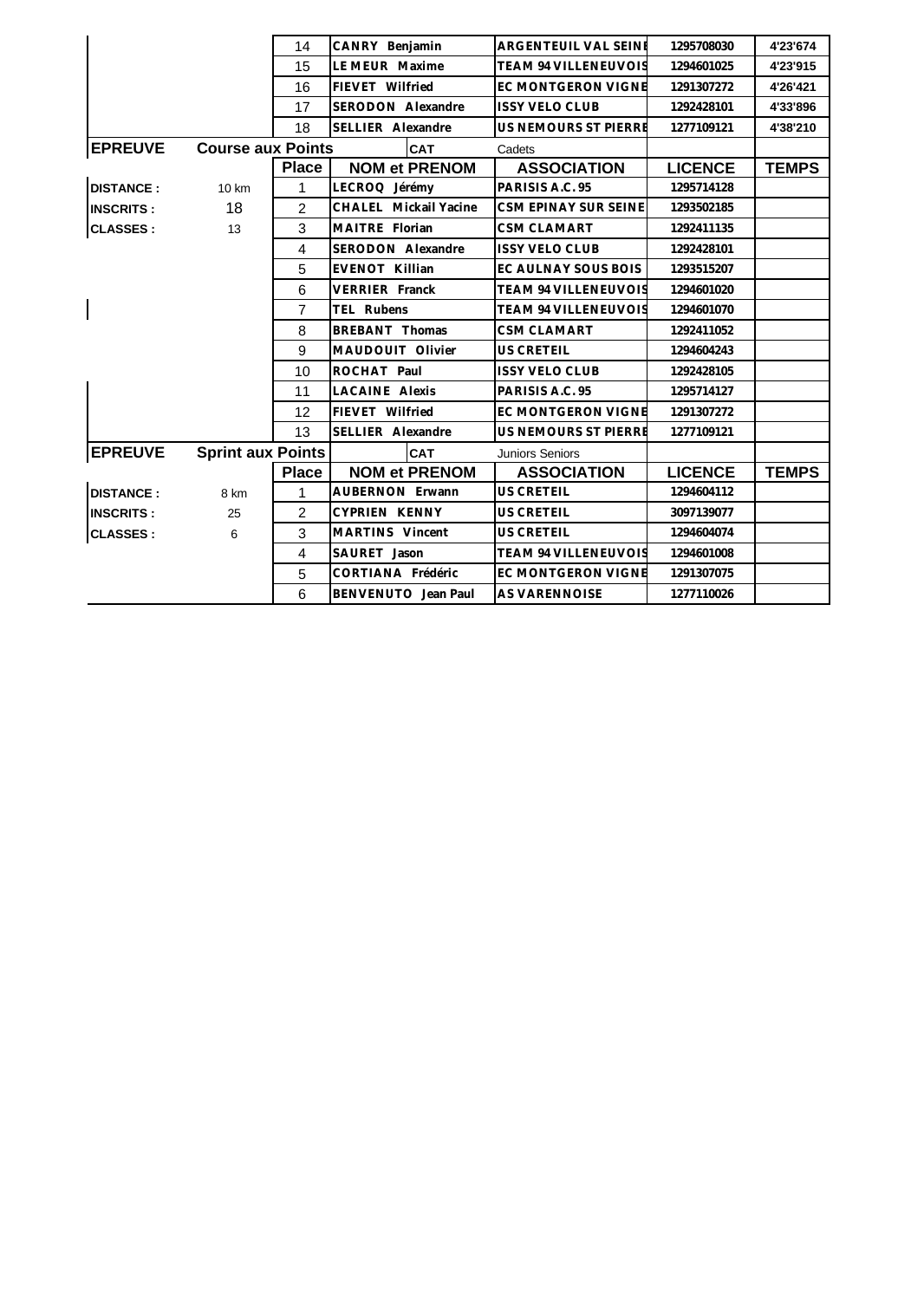| | | | | | | |
|---|---|---|---|---|---|---|
| | | 14 | CANRY Benjamin | ARGENTEUIL VAL SEINE | 1295708030 | 4'23'674 |
| | | 15 | LE MEUR Maxime | TEAM 94 VILLENEUVOIS | 1294601025 | 4'23'915 |
| | | 16 | FIEVET Wilfried | EC MONTGERON VIGNE | 1291307272 | 4'26'421 |
| | | 17 | SERODON Alexandre | ISSY VELO CLUB | 1292428101 | 4'33'896 |
| | | 18 | SELLIER Alexandre | US NEMOURS ST PIERRE | 1277109121 | 4'38'210 |

| EPREUVE | Course aux Points | | CAT | Cadets | | |
|---|---|---|---|---|---|---|
| | | **Place** | **NOM et PRENOM** | **ASSOCIATION** | **LICENCE** | **TEMPS** |
| DISTANCE : | 10 km | 1 | LECROQ Jérémy | PARISIS A.C. 95 | 1295714128 | |
| INSCRITS : | 18 | 2 | CHALEL Mickail Yacine | CSM EPINAY SUR SEINE | 1293502185 | |
| CLASSES : | 13 | 3 | MAITRE Florian | CSM CLAMART | 1292411135 | |
| | | 4 | SERODON Alexandre | ISSY VELO CLUB | 1292428101 | |
| | | 5 | EVENOT Killian | EC AULNAY SOUS BOIS | 1293515207 | |
| | | 6 | VERRIER Franck | TEAM 94 VILLENEUVOIS | 1294601020 | |
| | | 7 | TEL Rubens | TEAM 94 VILLENEUVOIS | 1294601070 | |
| | | 8 | BREBANT Thomas | CSM CLAMART | 1292411052 | |
| | | 9 | MAUDOUIT Olivier | US CRETEIL | 1294604243 | |
| | | 10 | ROCHAT Paul | ISSY VELO CLUB | 1292428105 | |
| | | 11 | LACAINE Alexis | PARISIS A.C. 95 | 1295714127 | |
| | | 12 | FIEVET Wilfried | EC MONTGERON VIGNE | 1291307272 | |
| | | 13 | SELLIER Alexandre | US NEMOURS ST PIERRE | 1277109121 | |

| EPREUVE | Sprint aux Points | | CAT | Juniors Seniors | | |
|---|---|---|---|---|---|---|
| | | **Place** | **NOM et PRENOM** | **ASSOCIATION** | **LICENCE** | **TEMPS** |
| DISTANCE : | 8 km | 1 | AUBERNON Erwann | US CRETEIL | 1294604112 | |
| INSCRITS : | 25 | 2 | CYPRIEN KENNY | US CRETEIL | 3097139077 | |
| CLASSES : | 6 | 3 | MARTINS Vincent | US CRETEIL | 1294604074 | |
| | | 4 | SAURET Jason | TEAM 94 VILLENEUVOIS | 1294601008 | |
| | | 5 | CORTIANA Frédéric | EC MONTGERON VIGNE | 1291307075 | |
| | | 6 | BENVENUTO Jean Paul | AS VARENNOISE | 1277110026 | |